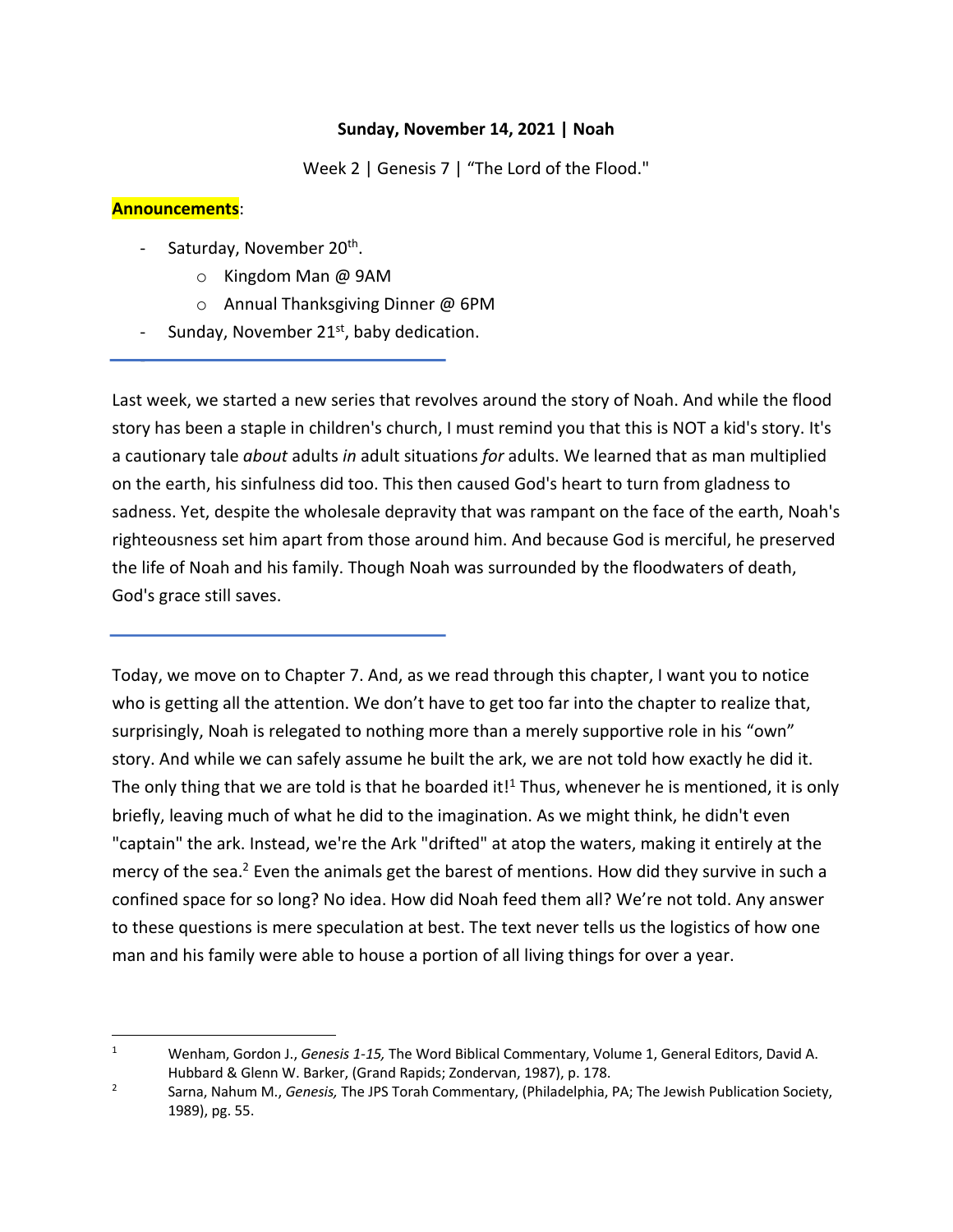**Sunday, November 14, 2021 | Noah**

Week 2 | Genesis 7 | "The Lord of the Flood."

**Announcements**:

- Saturday, November 20th.
  - Kingdom Man @ 9AM
  - Annual Thanksgiving Dinner @ 6PM
- Sunday, November 21st, baby dedication.

---

Last week, we started a new series that revolves around the story of Noah. And while the flood story has been a staple in children's church, I must remind you that this is NOT a kid's story. It's a cautionary tale *about* adults *in* adult situations *for* adults. We learned that as man multiplied on the earth, his sinfulness did too. This then caused God's heart to turn from gladness to sadness. Yet, despite the wholesale depravity that was rampant on the face of the earth, Noah's righteousness set him apart from those around him. And because God is merciful, he preserved the life of Noah and his family. Though Noah was surrounded by the floodwaters of death, God's grace still saves.

---

Today, we move on to Chapter 7. And, as we read through this chapter, I want you to notice who is getting all the attention. We don't have to get too far into the chapter to realize that, surprisingly, Noah is relegated to nothing more than a merely supportive role in his "own" story. And while we can safely assume he built the ark, we are not told how exactly he did it. The only thing that we are told is that he boarded it![1] Thus, whenever he is mentioned, it is only briefly, leaving much of what he did to the imagination. As we might think, he didn't even "captain" the ark. Instead, we're the Ark "drifted" at atop the waters, making it entirely at the mercy of the sea.[2] Even the animals get the barest of mentions. How did they survive in such a confined space for so long? No idea. How did Noah feed them all? We're not told. Any answer to these questions is mere speculation at best. The text never tells us the logistics of how one man and his family were able to house a portion of all living things for over a year.

---

[1] Wenham, Gordon J., *Genesis 1-15,* The Word Biblical Commentary, Volume 1, General Editors, David A. Hubbard & Glenn W. Barker, (Grand Rapids; Zondervan, 1987), p. 178.

[2] Sarna, Nahum M., *Genesis,* The JPS Torah Commentary, (Philadelphia, PA; The Jewish Publication Society, 1989), pg. 55.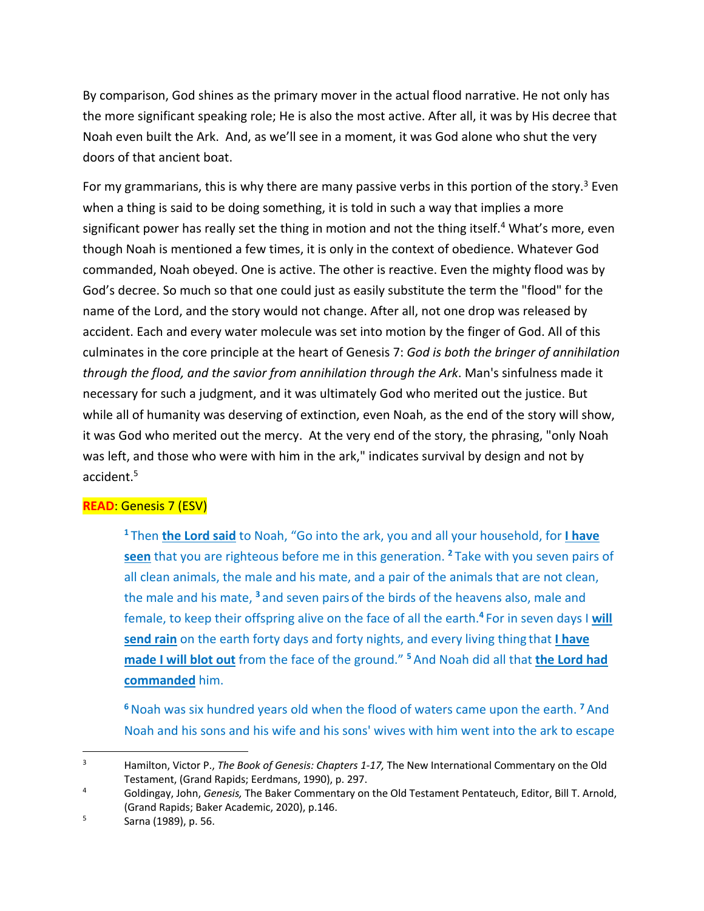By comparison, God shines as the primary mover in the actual flood narrative. He not only has the more significant speaking role; He is also the most active. After all, it was by His decree that Noah even built the Ark. And, as we'll see in a moment, it was God alone who shut the very doors of that ancient boat.

For my grammarians, this is why there are many passive verbs in this portion of the story.[3] Even when a thing is said to be doing something, it is told in such a way that implies a more significant power has really set the thing in motion and not the thing itself.[4] What's more, even though Noah is mentioned a few times, it is only in the context of obedience. Whatever God commanded, Noah obeyed. One is active. The other is reactive. Even the mighty flood was by God's decree. So much so that one could just as easily substitute the term the "flood" for the name of the Lord, and the story would not change. After all, not one drop was released by accident. Each and every water molecule was set into motion by the finger of God. All of this culminates in the core principle at the heart of Genesis 7: *God is both the bringer of annihilation through the flood, and the savior from annihilation through the Ark*. Man's sinfulness made it necessary for such a judgment, and it was ultimately God who merited out the justice. But while all of humanity was deserving of extinction, even Noah, as the end of the story will show, it was God who merited out the mercy. At the very end of the story, the phrasing, "only Noah was left, and those who were with him in the ark," indicates survival by design and not by accident.[5]

**READ**: Genesis 7 (ESV)

> [1] Then **the Lord said** to Noah, "Go into the ark, you and all your household, for **I have seen** that you are righteous before me in this generation. [2] Take with you seven pairs of all clean animals, the male and his mate, and a pair of the animals that are not clean, the male and his mate, [3] and seven pairs of the birds of the heavens also, male and female, to keep their offspring alive on the face of all the earth.[4] For in seven days I **will send rain** on the earth forty days and forty nights, and every living thing that **I have made I will blot out** from the face of the ground." [5] And Noah did all that **the Lord had commanded** him.
>
> [6] Noah was six hundred years old when the flood of waters came upon the earth. [7] And Noah and his sons and his wife and his sons' wives with him went into the ark to escape

---

[3] Hamilton, Victor P., *The Book of Genesis: Chapters 1-17,* The New International Commentary on the Old Testament, (Grand Rapids; Eerdmans, 1990), p. 297.

[4] Goldingay, John, *Genesis,* The Baker Commentary on the Old Testament Pentateuch, Editor, Bill T. Arnold, (Grand Rapids; Baker Academic, 2020), p.146.

[5] Sarna (1989), p. 56.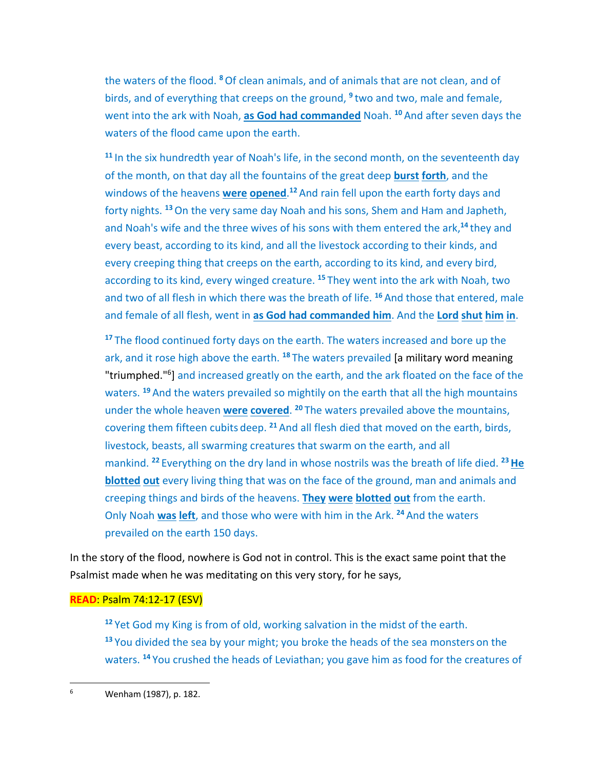the waters of the flood. 8 Of clean animals, and of animals that are not clean, and of birds, and of everything that creeps on the ground, 9 two and two, male and female, went into the ark with Noah, **as God had commanded** Noah. 10 And after seven days the waters of the flood came upon the earth.

11 In the six hundredth year of Noah's life, in the second month, on the seventeenth day of the month, on that day all the fountains of the great deep **burst forth**, and the windows of the heavens **were opened**. 12 And rain fell upon the earth forty days and forty nights. 13 On the very same day Noah and his sons, Shem and Ham and Japheth, and Noah's wife and the three wives of his sons with them entered the ark, 14 they and every beast, according to its kind, and all the livestock according to their kinds, and every creeping thing that creeps on the earth, according to its kind, and every bird, according to its kind, every winged creature. 15 They went into the ark with Noah, two and two of all flesh in which there was the breath of life. 16 And those that entered, male and female of all flesh, went in **as God had commanded him**. And the **Lord shut him in**.

17 The flood continued forty days on the earth. The waters increased and bore up the ark, and it rose high above the earth. 18 The waters prevailed [a military word meaning "triumphed."[6]] and increased greatly on the earth, and the ark floated on the face of the waters. 19 And the waters prevailed so mightily on the earth that all the high mountains under the whole heaven **were covered**. 20 The waters prevailed above the mountains, covering them fifteen cubits deep. 21 And all flesh died that moved on the earth, birds, livestock, beasts, all swarming creatures that swarm on the earth, and all mankind. 22 Everything on the dry land in whose nostrils was the breath of life died. 23 **He blotted out** every living thing that was on the face of the ground, man and animals and creeping things and birds of the heavens. **They were blotted out** from the earth. Only Noah **was left**, and those who were with him in the Ark. 24 And the waters prevailed on the earth 150 days.

In the story of the flood, nowhere is God not in control. This is the exact same point that the Psalmist made when he was meditating on this very story, for he says,

**READ**: Psalm 74:12-17 (ESV)

12 Yet God my King is from of old, working salvation in the midst of the earth.
13 You divided the sea by your might; you broke the heads of the sea monsters on the waters. 14 You crushed the heads of Leviathan; you gave him as food for the creatures of

[6] Wenham (1987), p. 182.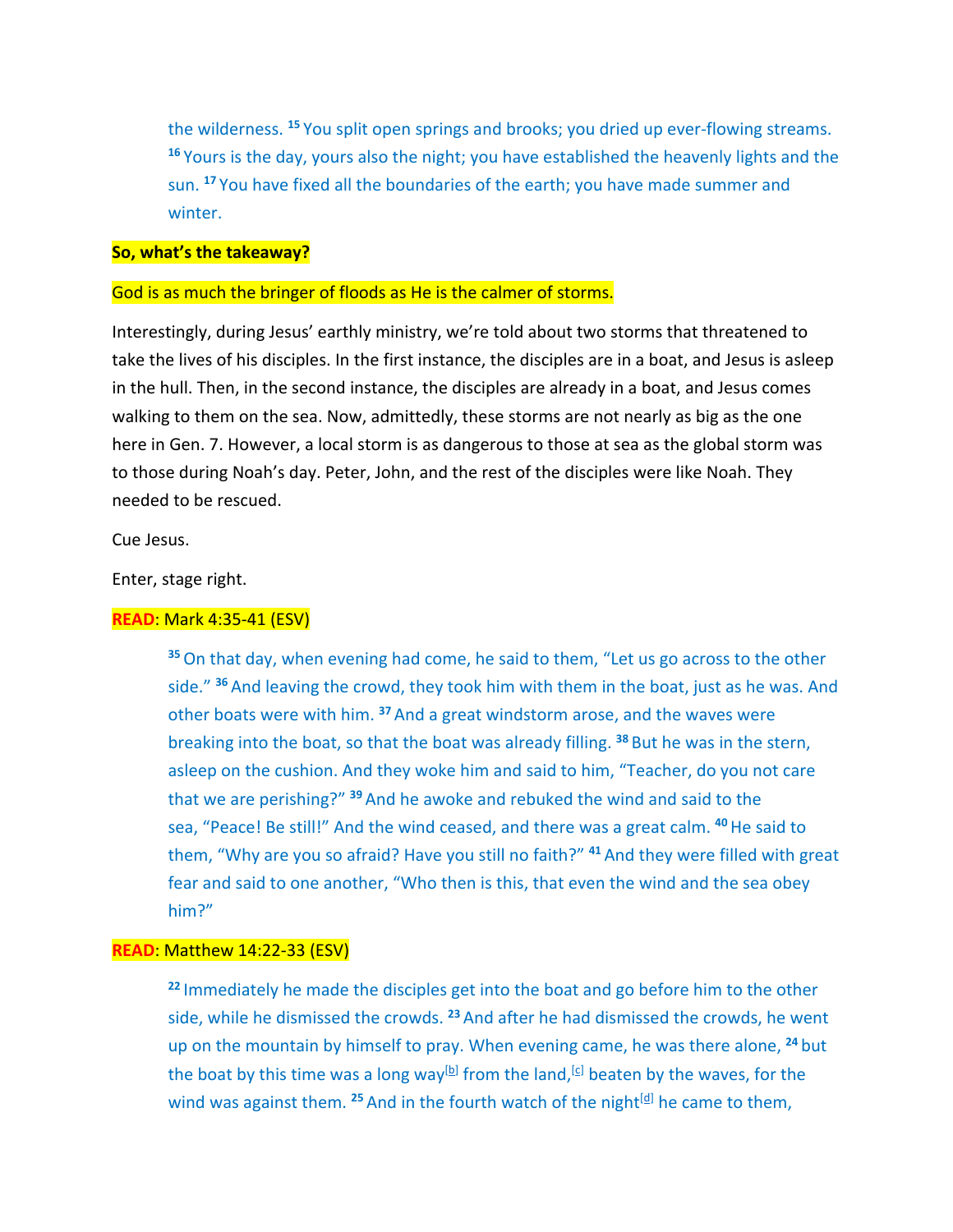> the wilderness. [15] You split open springs and brooks; you dried up ever-flowing streams. [16] Yours is the day, yours also the night; you have established the heavenly lights and the sun. [17] You have fixed all the boundaries of the earth; you have made summer and winter.

**So, what's the takeaway?**

God is as much the bringer of floods as He is the calmer of storms.

Interestingly, during Jesus' earthly ministry, we're told about two storms that threatened to take the lives of his disciples. In the first instance, the disciples are in a boat, and Jesus is asleep in the hull. Then, in the second instance, the disciples are already in a boat, and Jesus comes walking to them on the sea. Now, admittedly, these storms are not nearly as big as the one here in Gen. 7. However, a local storm is as dangerous to those at sea as the global storm was to those during Noah's day. Peter, John, and the rest of the disciples were like Noah. They needed to be rescued.

Cue Jesus.

Enter, stage right.

**READ**: Mark 4:35-41 (ESV)

> [35] On that day, when evening had come, he said to them, "Let us go across to the other side." [36] And leaving the crowd, they took him with them in the boat, just as he was. And other boats were with him. [37] And a great windstorm arose, and the waves were breaking into the boat, so that the boat was already filling. [38] But he was in the stern, asleep on the cushion. And they woke him and said to him, "Teacher, do you not care that we are perishing?" [39] And he awoke and rebuked the wind and said to the sea, "Peace! Be still!" And the wind ceased, and there was a great calm. [40] He said to them, "Why are you so afraid? Have you still no faith?" [41] And they were filled with great fear and said to one another, "Who then is this, that even the wind and the sea obey him?"

**READ**: Matthew 14:22-33 (ESV)

> [22] Immediately he made the disciples get into the boat and go before him to the other side, while he dismissed the crowds. [23] And after he had dismissed the crowds, he went up on the mountain by himself to pray. When evening came, he was there alone, [24] but the boat by this time was a long way[b] from the land,[c] beaten by the waves, for the wind was against them. [25] And in the fourth watch of the night[d] he came to them,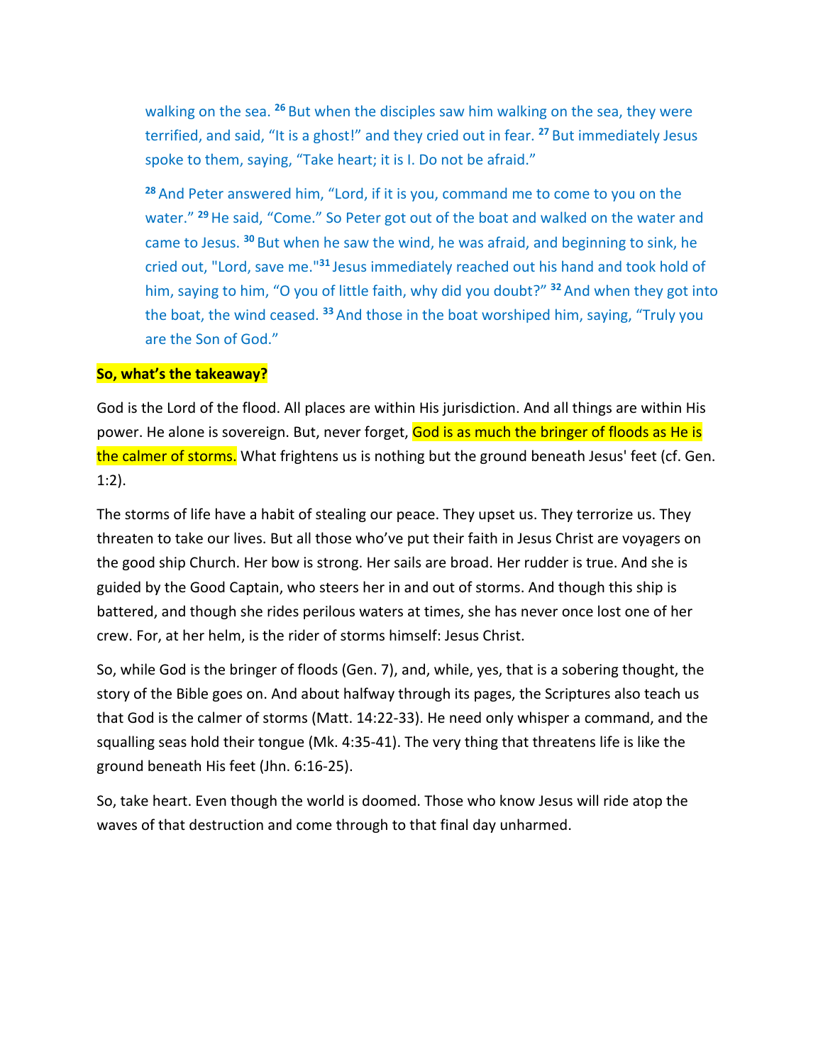> walking on the sea. [26] But when the disciples saw him walking on the sea, they were terrified, and said, "It is a ghost!" and they cried out in fear. [27] But immediately Jesus spoke to them, saying, "Take heart; it is I. Do not be afraid."
>
> [28] And Peter answered him, "Lord, if it is you, command me to come to you on the water." [29] He said, "Come." So Peter got out of the boat and walked on the water and came to Jesus. [30] But when he saw the wind, he was afraid, and beginning to sink, he cried out, "Lord, save me."[31] Jesus immediately reached out his hand and took hold of him, saying to him, "O you of little faith, why did you doubt?" [32] And when they got into the boat, the wind ceased. [33] And those in the boat worshiped him, saying, "Truly you are the Son of God."

**So, what's the takeaway?**

God is the Lord of the flood. All places are within His jurisdiction. And all things are within His power. He alone is sovereign. But, never forget, God is as much the bringer of floods as He is the calmer of storms. What frightens us is nothing but the ground beneath Jesus' feet (cf. Gen. 1:2).

The storms of life have a habit of stealing our peace. They upset us. They terrorize us. They threaten to take our lives. But all those who've put their faith in Jesus Christ are voyagers on the good ship Church. Her bow is strong. Her sails are broad. Her rudder is true. And she is guided by the Good Captain, who steers her in and out of storms. And though this ship is battered, and though she rides perilous waters at times, she has never once lost one of her crew. For, at her helm, is the rider of storms himself: Jesus Christ.

So, while God is the bringer of floods (Gen. 7), and, while, yes, that is a sobering thought, the story of the Bible goes on. And about halfway through its pages, the Scriptures also teach us that God is the calmer of storms (Matt. 14:22-33). He need only whisper a command, and the squalling seas hold their tongue (Mk. 4:35-41). The very thing that threatens life is like the ground beneath His feet (Jhn. 6:16-25).

So, take heart. Even though the world is doomed. Those who know Jesus will ride atop the waves of that destruction and come through to that final day unharmed.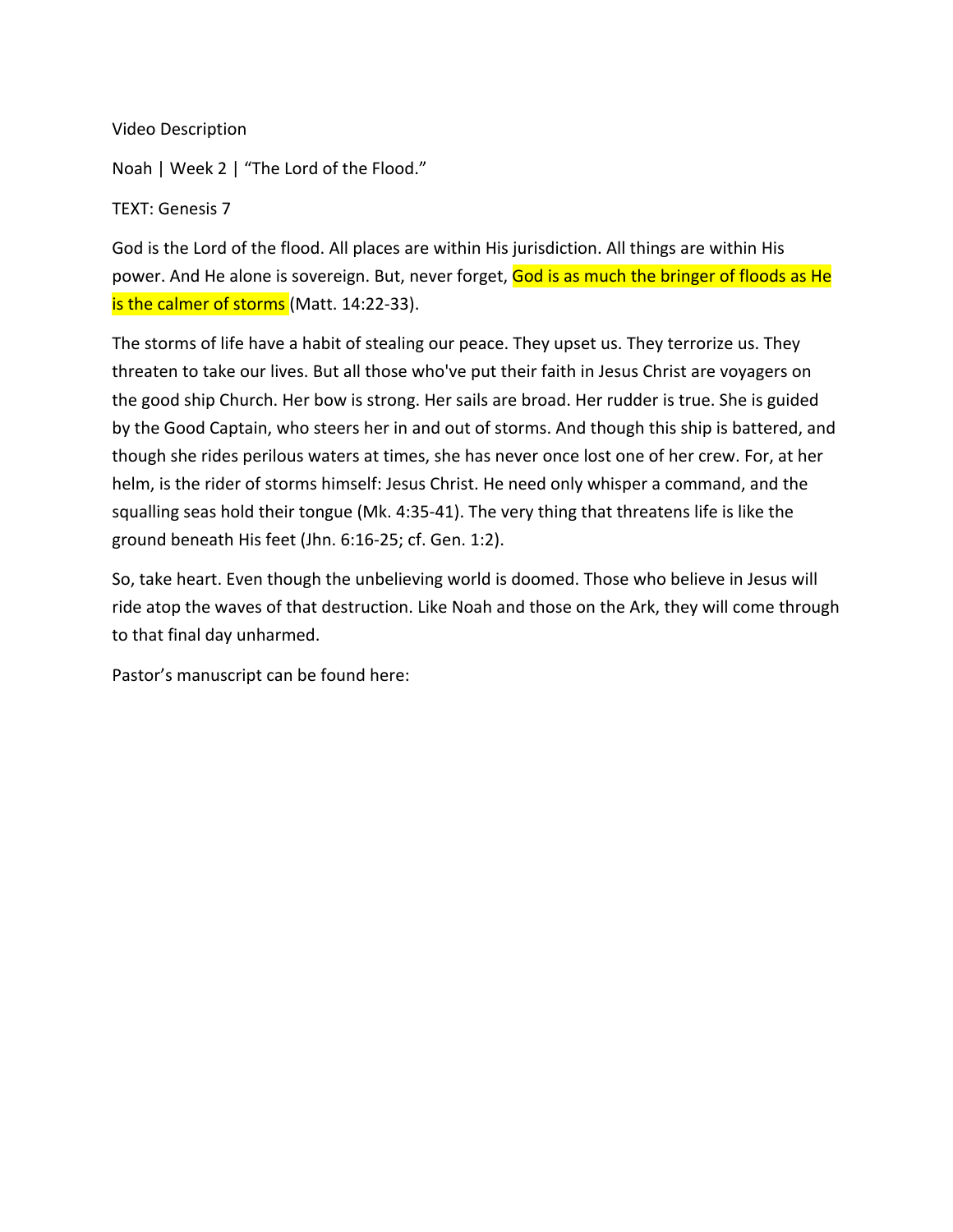Video Description

Noah | Week 2 | "The Lord of the Flood."

TEXT: Genesis 7

God is the Lord of the flood. All places are within His jurisdiction. All things are within His power. And He alone is sovereign. But, never forget, God is as much the bringer of floods as He is the calmer of storms (Matt. 14:22-33).

The storms of life have a habit of stealing our peace. They upset us. They terrorize us. They threaten to take our lives. But all those who've put their faith in Jesus Christ are voyagers on the good ship Church. Her bow is strong. Her sails are broad. Her rudder is true. She is guided by the Good Captain, who steers her in and out of storms. And though this ship is battered, and though she rides perilous waters at times, she has never once lost one of her crew. For, at her helm, is the rider of storms himself: Jesus Christ. He need only whisper a command, and the squalling seas hold their tongue (Mk. 4:35-41). The very thing that threatens life is like the ground beneath His feet (Jhn. 6:16-25; cf. Gen. 1:2).

So, take heart. Even though the unbelieving world is doomed. Those who believe in Jesus will ride atop the waves of that destruction. Like Noah and those on the Ark, they will come through to that final day unharmed.

Pastor's manuscript can be found here: